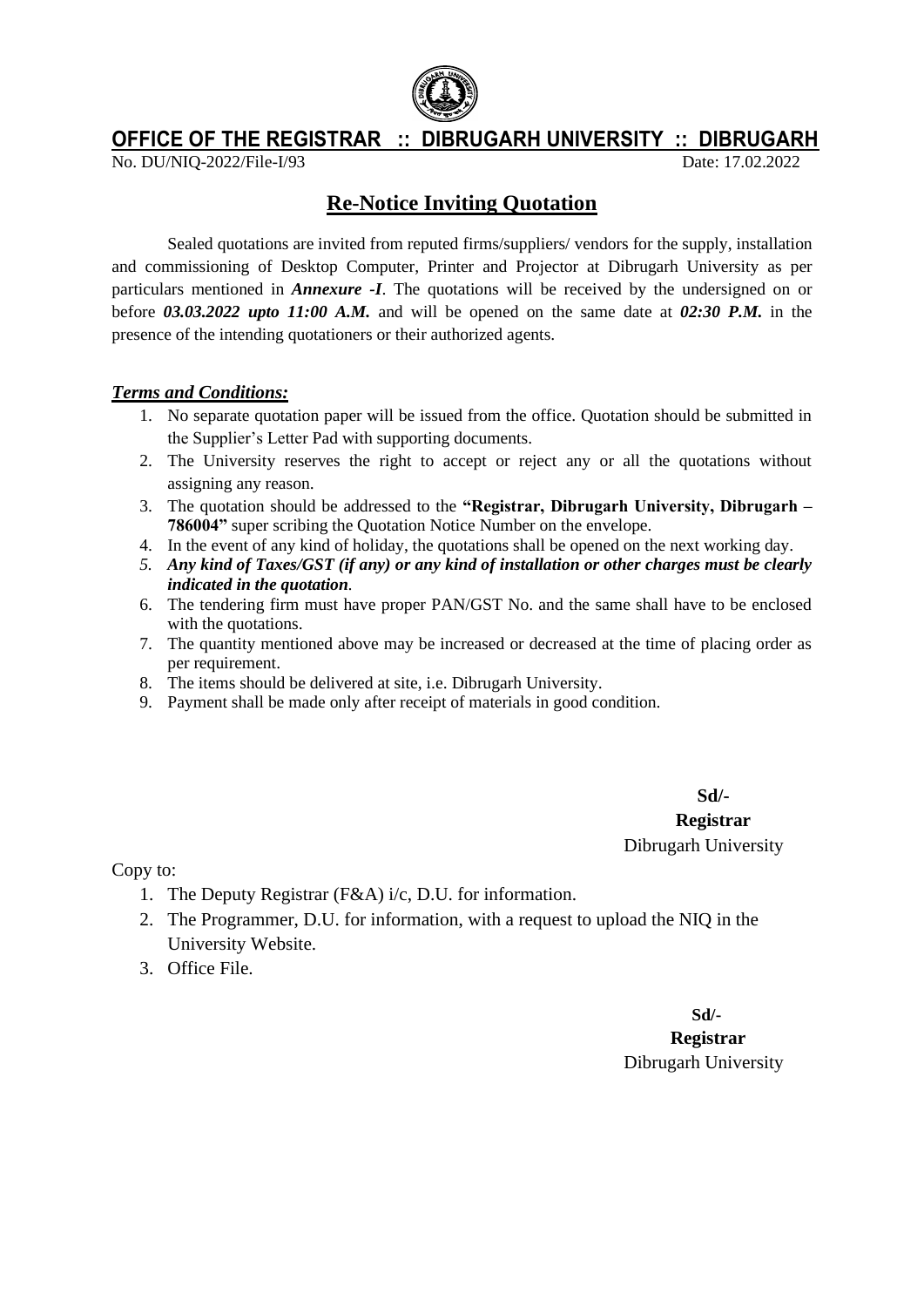# OFFICE OF THE REGISTRAR :: DIBRUGARH UNIVERSITY :: DIBRUGARH

No. DU/NIQ-2022/File-I/93 Date: 17.02.2022

## Re-Notice Inviting Quotation

Sealed quotations are invited from reputed firms/suppliers/ vendors for the supply, installation and commissioning of Desktop Computer, Printer and Projector at Dibrugarh University as per particulars mentioned in ***Annexure -I***. The quotations will be received by the undersigned on or before ***03.03.2022 upto 11:00 A.M.*** and will be opened on the same date at ***02:30 P.M.*** in the presence of the intending quotationers or their authorized agents.

***Terms and Conditions:***

1. No separate quotation paper will be issued from the office. Quotation should be submitted in the Supplier's Letter Pad with supporting documents.
2. The University reserves the right to accept or reject any or all the quotations without assigning any reason.
3. The quotation should be addressed to the **"Registrar, Dibrugarh University, Dibrugarh – 786004"** super scribing the Quotation Notice Number on the envelope.
4. In the event of any kind of holiday, the quotations shall be opened on the next working day.
5. ***Any kind of Taxes/GST (if any) or any kind of installation or other charges must be clearly indicated in the quotation.***
6. The tendering firm must have proper PAN/GST No. and the same shall have to be enclosed with the quotations.
7. The quantity mentioned above may be increased or decreased at the time of placing order as per requirement.
8. The items should be delivered at site, i.e. Dibrugarh University.
9. Payment shall be made only after receipt of materials in good condition.

**Sd/-**
**Registrar**
Dibrugarh University

Copy to:

1. The Deputy Registrar (F&A) i/c, D.U. for information.
2. The Programmer, D.U. for information, with a request to upload the NIQ in the University Website.
3. Office File.

**Sd/-**
**Registrar**
Dibrugarh University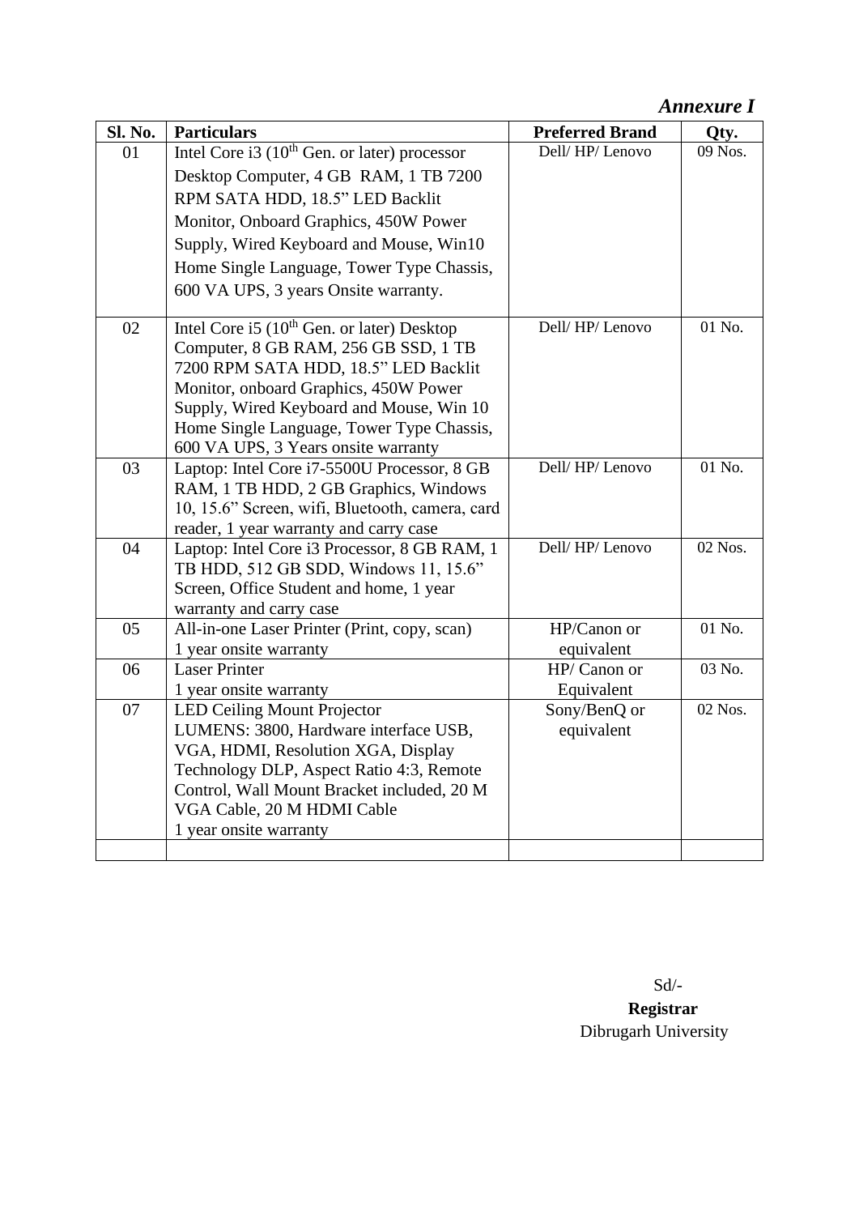*Annexure I*

| Sl. No. | Particulars | Preferred Brand | Qty. |
|---|---|---|---|
| 01 | Intel Core i3 (10th Gen. or later) processor Desktop Computer, 4 GB RAM, 1 TB 7200 RPM SATA HDD, 18.5" LED Backlit Monitor, Onboard Graphics, 450W Power Supply, Wired Keyboard and Mouse, Win10 Home Single Language, Tower Type Chassis, 600 VA UPS, 3 years Onsite warranty. | Dell/ HP/ Lenovo | 09 Nos. |
| 02 | Intel Core i5 (10th Gen. or later) Desktop Computer, 8 GB RAM, 256 GB SSD, 1 TB 7200 RPM SATA HDD, 18.5" LED Backlit Monitor, onboard Graphics, 450W Power Supply, Wired Keyboard and Mouse, Win 10 Home Single Language, Tower Type Chassis, 600 VA UPS, 3 Years onsite warranty | Dell/ HP/ Lenovo | 01 No. |
| 03 | Laptop: Intel Core i7-5500U Processor, 8 GB RAM, 1 TB HDD, 2 GB Graphics, Windows 10, 15.6" Screen, wifi, Bluetooth, camera, card reader, 1 year warranty and carry case | Dell/ HP/ Lenovo | 01 No. |
| 04 | Laptop: Intel Core i3 Processor, 8 GB RAM, 1 TB HDD, 512 GB SDD, Windows 11, 15.6" Screen, Office Student and home, 1 year warranty and carry case | Dell/ HP/ Lenovo | 02 Nos. |
| 05 | All-in-one Laser Printer (Print, copy, scan) 1 year onsite warranty | HP/Canon or equivalent | 01 No. |
| 06 | Laser Printer 1 year onsite warranty | HP/ Canon or Equivalent | 03 No. |
| 07 | LED Ceiling Mount Projector LUMENS: 3800, Hardware interface USB, VGA, HDMI, Resolution XGA, Display Technology DLP, Aspect Ratio 4:3, Remote Control, Wall Mount Bracket included, 20 M VGA Cable, 20 M HDMI Cable 1 year onsite warranty | Sony/BenQ or equivalent | 02 Nos. |
| | | | |

Sd/-
**Registrar**
Dibrugarh University